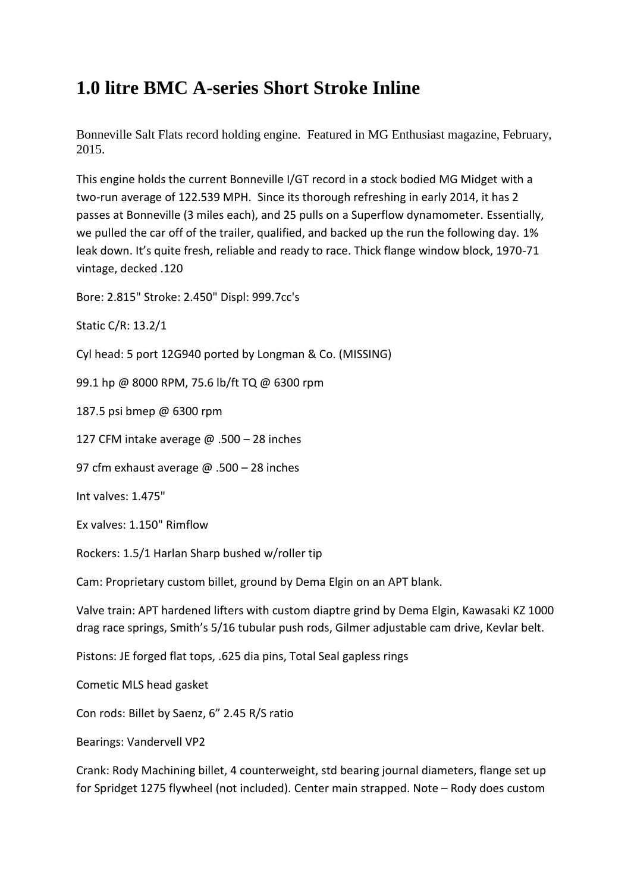# 1.0 litre BMC A-series Short Stroke Inline

Bonneville Salt Flats record holding engine. Featured in MG Enthusiast magazine, February, 2015.

This engine holds the current Bonneville I/GT record in a stock bodied MG Midget with a two-run average of 122.539 MPH. Since its thorough refreshing in early 2014, it has 2 passes at Bonneville (3 miles each), and 25 pulls on a Superflow dynamometer. Essentially, we pulled the car off of the trailer, qualified, and backed up the run the following day. 1% leak down. It's quite fresh, reliable and ready to race. Thick flange window block, 1970-71 vintage, decked .120

Bore: 2.815" Stroke: 2.450" Displ: 999.7cc's

Static C/R: 13.2/1

Cyl head: 5 port 12G940 ported by Longman & Co. (MISSING)

99.1 hp @ 8000 RPM, 75.6 lb/ft TQ @ 6300 rpm

187.5 psi bmep @ 6300 rpm

127 CFM intake average @ .500 – 28 inches

97 cfm exhaust average @ .500 – 28 inches

Int valves: 1.475"

Ex valves: 1.150" Rimflow

Rockers: 1.5/1 Harlan Sharp bushed w/roller tip

Cam: Proprietary custom billet, ground by Dema Elgin on an APT blank.

Valve train: APT hardened lifters with custom diaptre grind by Dema Elgin, Kawasaki KZ 1000 drag race springs, Smith's 5/16 tubular push rods, Gilmer adjustable cam drive, Kevlar belt.

Pistons: JE forged flat tops, .625 dia pins, Total Seal gapless rings

Cometic MLS head gasket

Con rods: Billet by Saenz, 6" 2.45 R/S ratio

Bearings: Vandervell VP2

Crank: Rody Machining billet, 4 counterweight, std bearing journal diameters, flange set up for Spridget 1275 flywheel (not included). Center main strapped. Note – Rody does custom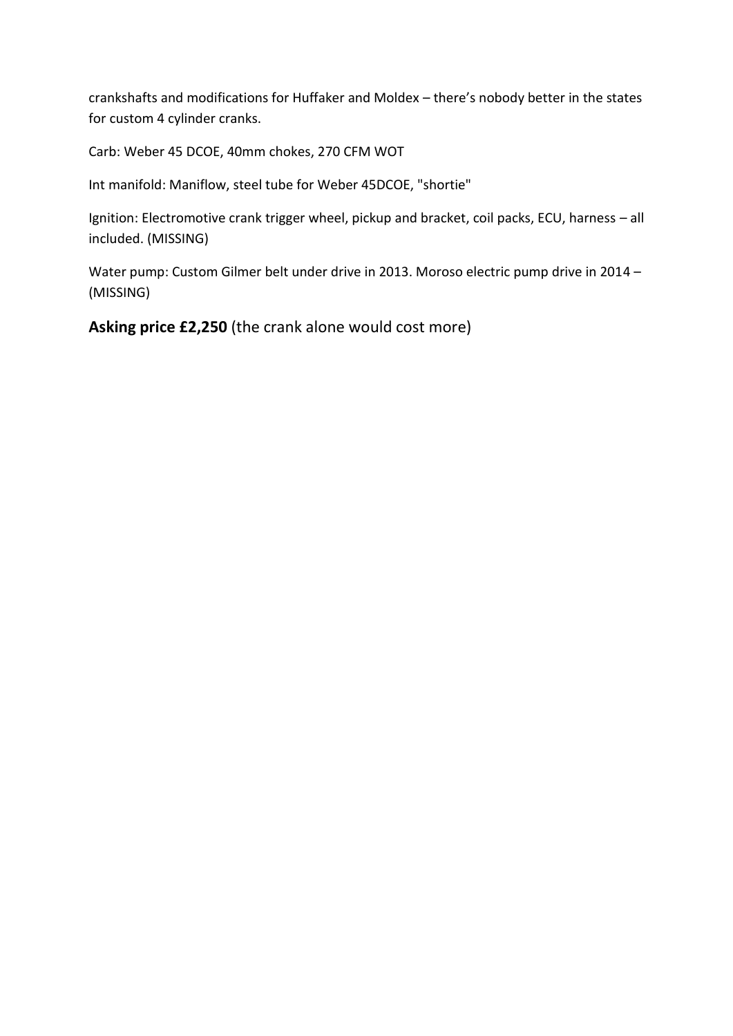crankshafts and modifications for Huffaker and Moldex – there's nobody better in the states for custom 4 cylinder cranks.

Carb: Weber 45 DCOE, 40mm chokes, 270 CFM WOT

Int manifold: Maniflow, steel tube for Weber 45DCOE, "shortie"

Ignition: Electromotive crank trigger wheel, pickup and bracket, coil packs, ECU, harness – all included. (MISSING)

Water pump: Custom Gilmer belt under drive in 2013. Moroso electric pump drive in 2014 – (MISSING)

**Asking price £2,250** (the crank alone would cost more)